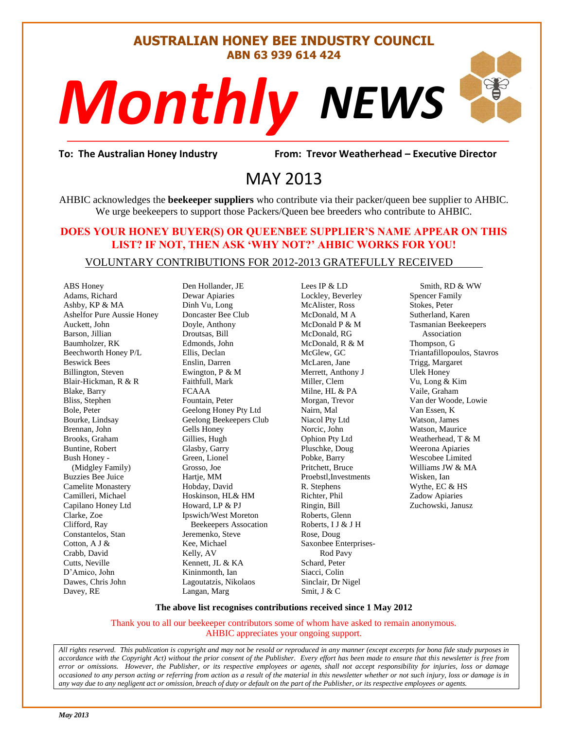# AUSTRALIAN HONEY BEE INDUSTRY COUNCIL

**ABN 63 939 614 424**

# *Monthly* NEWS

**To: The Australian Honey Industry** **From: Trevor Weatherhead – Executive Director**

## MAY 2013

AHBIC acknowledges the **beekeeper suppliers** who contribute via their packer/queen bee supplier to AHBIC. We urge beekeepers to support those Packers/Queen bee breeders who contribute to AHBIC.

**DOES YOUR HONEY BUYER(S) OR QUEENBEE SUPPLIER'S NAME APPEAR ON THIS LIST? IF NOT, THEN ASK 'WHY NOT?' AHBIC WORKS FOR YOU!**

VOLUNTARY CONTRIBUTIONS FOR 2012-2013 GRATEFULLY RECEIVED

ABS Honey
Adams, Richard
Ashby, KP & MA
Ashelfor Pure Aussie Honey
Auckett, John
Barson, Jillian
Baumholzer, RK
Beechworth Honey P/L
Beswick Bees
Billington, Steven
Blair-Hickman, R & R
Blake, Barry
Bliss, Stephen
Bole, Peter
Bourke, Lindsay
Brennan, John
Brooks, Graham
Buntine, Robert
Bush Honey - (Midgley Family)
Buzzies Bee Juice
Camelite Monastery
Camilleri, Michael
Capilano Honey Ltd
Clarke, Zoe
Clifford, Ray
Constantelos, Stan
Cotton, A J &
Crabb, David
Cutts, Neville
D'Amico, John
Dawes, Chris John
Davey, RE
Den Hollander, JE
Dewar Apiaries
Dinh Vu, Long
Doncaster Bee Club
Doyle, Anthony
Droutsas, Bill
Edmonds, John
Ellis, Declan
Enslin, Darren
Ewington, P & M
Faithfull, Mark
FCAAA
Fountain, Peter
Geelong Honey Pty Ltd
Geelong Beekeepers Club
Gells Honey
Gillies, Hugh
Glasby, Garry
Green, Lionel
Grosso, Joe
Hartje, MM
Hobday, David
Hoskinson, HL& HM
Howard, LP & PJ
Ipswich/West Moreton Beekeepers Assocation
Jeremenko, Steve
Kee, Michael
Kelly, AV
Kennett, JL & KA
Kininmonth, Ian
Lagoutatzis, Nikolaos
Langan, Marg
Lees IP & LD
Lockley, Beverley
McAlister, Ross
McDonald, M A
McDonald P & M
McDonald, RG
McDonald, R & M
McGlew, GC
McLaren, Jane
Merrett, Anthony J
Miller, Clem
Milne, HL & PA
Morgan, Trevor
Nairn, Mal
Niacol Pty Ltd
Norcic, John
Ophion Pty Ltd
Pluschke, Doug
Pobke, Barry
Pritchett, Bruce
Proebstl,Investments
R. Stephens
Richter, Phil
Ringin, Bill
Roberts, Glenn
Roberts, I J & J H
Rose, Doug
Saxonbee Enterprises- Rod Pavy
Schard, Peter
Siacci, Colin
Sinclair, Dr Nigel
Smit, J & C
Smith, RD & WW
Spencer Family
Stokes, Peter
Sutherland, Karen
Tasmanian Beekeepers Association
Thompson, G
Triantafillopoulos, Stavros
Trigg, Margaret
Ulek Honey
Vu, Long & Kim
Vaile, Graham
Van der Woode, Lowie
Van Essen, K
Watson, James
Watson, Maurice
Weatherhead, T & M
Weerona Apiaries
Wescobee Limited
Williams JW & MA
Wisken, Ian
Wythe, EC & HS
Zadow Apiaries
Zuchowski, Janusz

**The above list recognises contributions received since 1 May 2012**

Thank you to all our beekeeper contributors some of whom have asked to remain anonymous. AHBIC appreciates your ongoing support.

*All rights reserved. This publication is copyright and may not be resold or reproduced in any manner (except excerpts for bona fide study purposes in accordance with the Copyright Act) without the prior consent of the Publisher. Every effort has been made to ensure that this newsletter is free from error or omissions. However, the Publisher, or its respective employees or agents, shall not accept responsibility for injuries, loss or damage occasioned to any person acting or referring from action as a result of the material in this newsletter whether or not such injury, loss or damage is in any way due to any negligent act or omission, breach of duty or default on the part of the Publisher, or its respective employees or agents.*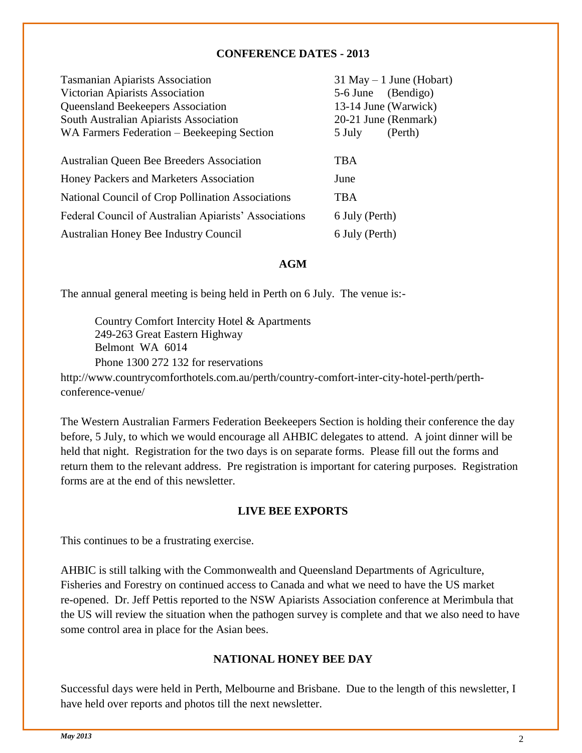## CONFERENCE DATES - 2013

| | |
|---|---|
| Tasmanian Apiarists Association | 31 May – 1 June (Hobart) |
| Victorian Apiarists Association | 5-6 June (Bendigo) |
| Queensland Beekeepers Association | 13-14 June (Warwick) |
| South Australian Apiarists Association | 20-21 June (Renmark) |
| WA Farmers Federation – Beekeeping Section | 5 July (Perth) |
| Australian Queen Bee Breeders Association | TBA |
| Honey Packers and Marketers Association | June |
| National Council of Crop Pollination Associations | TBA |
| Federal Council of Australian Apiarists' Associations | 6 July (Perth) |
| Australian Honey Bee Industry Council | 6 July (Perth) |

## AGM

The annual general meeting is being held in Perth on 6 July. The venue is:-

Country Comfort Intercity Hotel & Apartments
249-263 Great Eastern Highway
Belmont WA 6014
Phone 1300 272 132 for reservations

http://www.countrycomforthotels.com.au/perth/country-comfort-inter-city-hotel-perth/perth-conference-venue/

The Western Australian Farmers Federation Beekeepers Section is holding their conference the day before, 5 July, to which we would encourage all AHBIC delegates to attend. A joint dinner will be held that night. Registration for the two days is on separate forms. Please fill out the forms and return them to the relevant address. Pre registration is important for catering purposes. Registration forms are at the end of this newsletter.

## LIVE BEE EXPORTS

This continues to be a frustrating exercise.

AHBIC is still talking with the Commonwealth and Queensland Departments of Agriculture, Fisheries and Forestry on continued access to Canada and what we need to have the US market re-opened. Dr. Jeff Pettis reported to the NSW Apiarists Association conference at Merimbula that the US will review the situation when the pathogen survey is complete and that we also need to have some control area in place for the Asian bees.

## NATIONAL HONEY BEE DAY

Successful days were held in Perth, Melbourne and Brisbane. Due to the length of this newsletter, I have held over reports and photos till the next newsletter.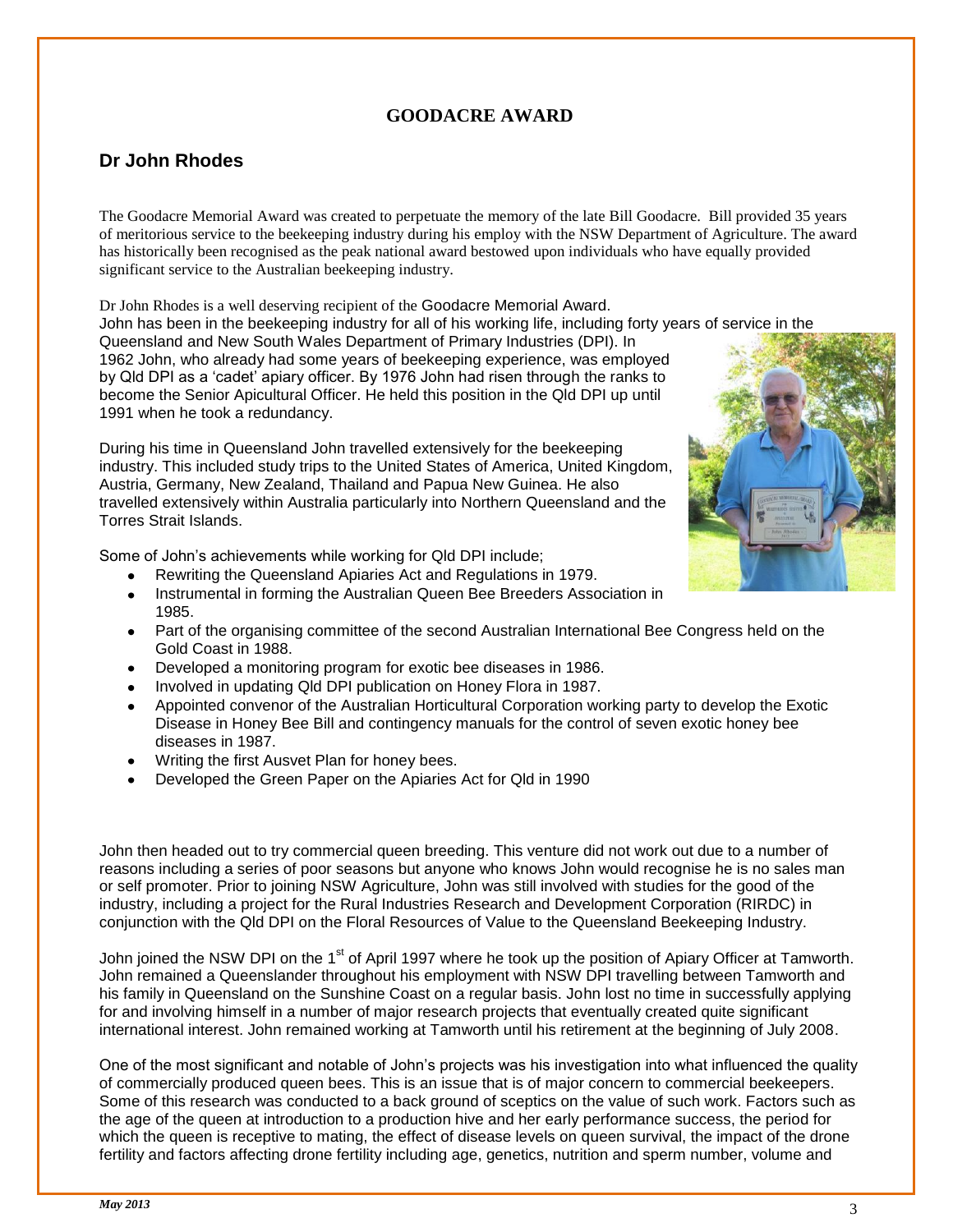## GOODACRE AWARD

### Dr John Rhodes

The Goodacre Memorial Award was created to perpetuate the memory of the late Bill Goodacre. Bill provided 35 years of meritorious service to the beekeeping industry during his employ with the NSW Department of Agriculture. The award has historically been recognised as the peak national award bestowed upon individuals who have equally provided significant service to the Australian beekeeping industry.

Dr John Rhodes is a well deserving recipient of the Goodacre Memorial Award.
John has been in the beekeeping industry for all of his working life, including forty years of service in the Queensland and New South Wales Department of Primary Industries (DPI). In 1962 John, who already had some years of beekeeping experience, was employed by Qld DPI as a 'cadet' apiary officer. By 1976 John had risen through the ranks to become the Senior Apicultural Officer. He held this position in the Qld DPI up until 1991 when he took a redundancy.

During his time in Queensland John travelled extensively for the beekeeping industry. This included study trips to the United States of America, United Kingdom, Austria, Germany, New Zealand, Thailand and Papua New Guinea. He also travelled extensively within Australia particularly into Northern Queensland and the Torres Strait Islands.

Some of John's achievements while working for Qld DPI include;

- Rewriting the Queensland Apiaries Act and Regulations in 1979.
- Instrumental in forming the Australian Queen Bee Breeders Association in 1985.
- Part of the organising committee of the second Australian International Bee Congress held on the Gold Coast in 1988.
- Developed a monitoring program for exotic bee diseases in 1986.
- Involved in updating Qld DPI publication on Honey Flora in 1987.
- Appointed convenor of the Australian Horticultural Corporation working party to develop the Exotic Disease in Honey Bee Bill and contingency manuals for the control of seven exotic honey bee diseases in 1987.
- Writing the first Ausvet Plan for honey bees.
- Developed the Green Paper on the Apiaries Act for Qld in 1990

John then headed out to try commercial queen breeding. This venture did not work out due to a number of reasons including a series of poor seasons but anyone who knows John would recognise he is no sales man or self promoter. Prior to joining NSW Agriculture, John was still involved with studies for the good of the industry, including a project for the Rural Industries Research and Development Corporation (RIRDC) in conjunction with the Qld DPI on the Floral Resources of Value to the Queensland Beekeeping Industry.

John joined the NSW DPI on the 1st of April 1997 where he took up the position of Apiary Officer at Tamworth. John remained a Queenslander throughout his employment with NSW DPI travelling between Tamworth and his family in Queensland on the Sunshine Coast on a regular basis. John lost no time in successfully applying for and involving himself in a number of major research projects that eventually created quite significant international interest. John remained working at Tamworth until his retirement at the beginning of July 2008.

One of the most significant and notable of John's projects was his investigation into what influenced the quality of commercially produced queen bees. This is an issue that is of major concern to commercial beekeepers. Some of this research was conducted to a back ground of sceptics on the value of such work. Factors such as the age of the queen at introduction to a production hive and her early performance success, the period for which the queen is receptive to mating, the effect of disease levels on queen survival, the impact of the drone fertility and factors affecting drone fertility including age, genetics, nutrition and sperm number, volume and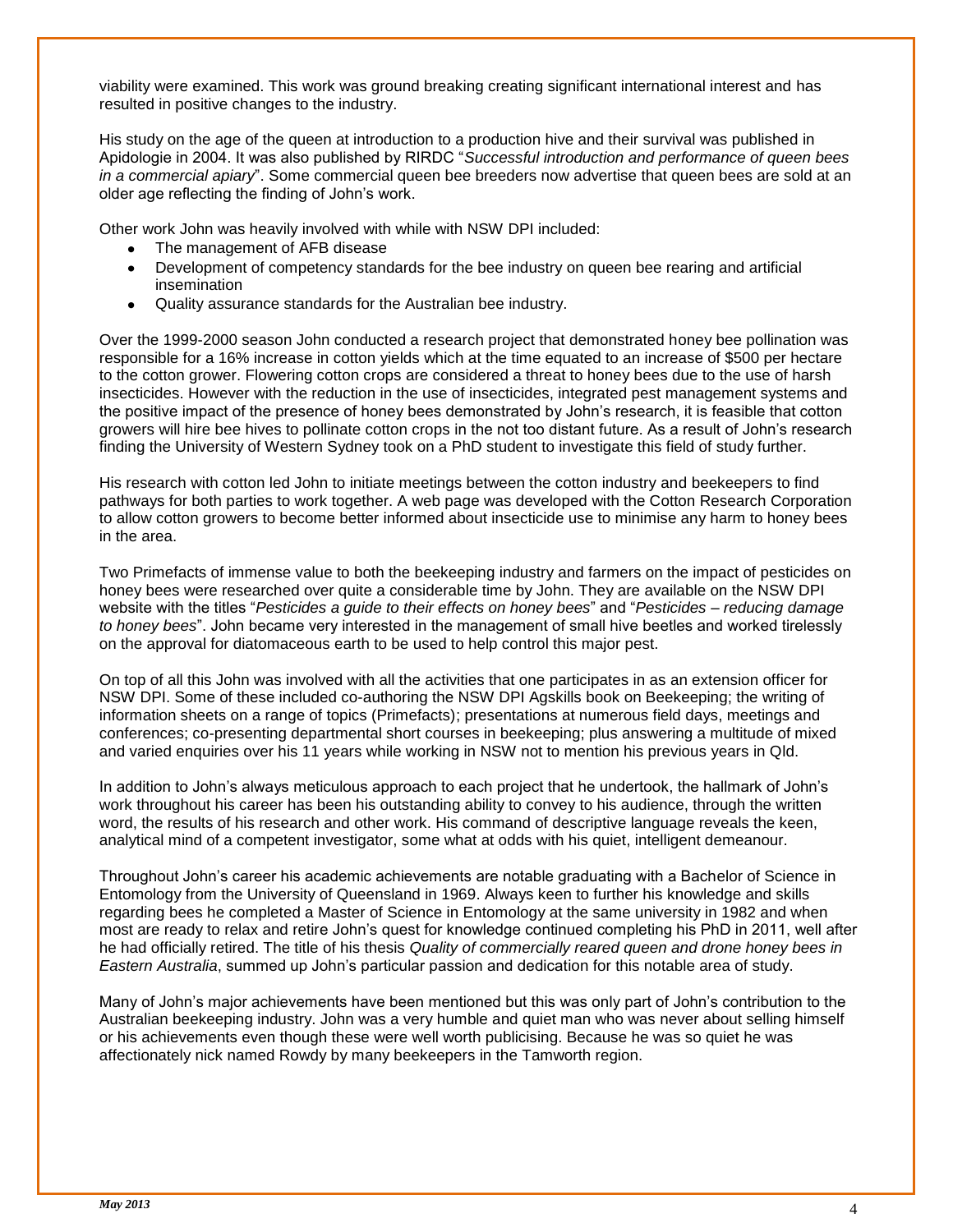viability were examined. This work was ground breaking creating significant international interest and has resulted in positive changes to the industry.

His study on the age of the queen at introduction to a production hive and their survival was published in Apidologie in 2004. It was also published by RIRDC "*Successful introduction and performance of queen bees in a commercial apiary*". Some commercial queen bee breeders now advertise that queen bees are sold at an older age reflecting the finding of John's work.

Other work John was heavily involved with while with NSW DPI included:

- The management of AFB disease
- Development of competency standards for the bee industry on queen bee rearing and artificial insemination
- Quality assurance standards for the Australian bee industry.

Over the 1999-2000 season John conducted a research project that demonstrated honey bee pollination was responsible for a 16% increase in cotton yields which at the time equated to an increase of $500 per hectare to the cotton grower. Flowering cotton crops are considered a threat to honey bees due to the use of harsh insecticides. However with the reduction in the use of insecticides, integrated pest management systems and the positive impact of the presence of honey bees demonstrated by John's research, it is feasible that cotton growers will hire bee hives to pollinate cotton crops in the not too distant future. As a result of John's research finding the University of Western Sydney took on a PhD student to investigate this field of study further.

His research with cotton led John to initiate meetings between the cotton industry and beekeepers to find pathways for both parties to work together. A web page was developed with the Cotton Research Corporation to allow cotton growers to become better informed about insecticide use to minimise any harm to honey bees in the area.

Two Primefacts of immense value to both the beekeeping industry and farmers on the impact of pesticides on honey bees were researched over quite a considerable time by John. They are available on the NSW DPI website with the titles "*Pesticides a guide to their effects on honey bees*" and "*Pesticides – reducing damage to honey bees*". John became very interested in the management of small hive beetles and worked tirelessly on the approval for diatomaceous earth to be used to help control this major pest.

On top of all this John was involved with all the activities that one participates in as an extension officer for NSW DPI. Some of these included co-authoring the NSW DPI Agskills book on Beekeeping; the writing of information sheets on a range of topics (Primefacts); presentations at numerous field days, meetings and conferences; co-presenting departmental short courses in beekeeping; plus answering a multitude of mixed and varied enquiries over his 11 years while working in NSW not to mention his previous years in Qld.

In addition to John's always meticulous approach to each project that he undertook, the hallmark of John's work throughout his career has been his outstanding ability to convey to his audience, through the written word, the results of his research and other work. His command of descriptive language reveals the keen, analytical mind of a competent investigator, some what at odds with his quiet, intelligent demeanour.

Throughout John's career his academic achievements are notable graduating with a Bachelor of Science in Entomology from the University of Queensland in 1969. Always keen to further his knowledge and skills regarding bees he completed a Master of Science in Entomology at the same university in 1982 and when most are ready to relax and retire John's quest for knowledge continued completing his PhD in 2011, well after he had officially retired. The title of his thesis *Quality of commercially reared queen and drone honey bees in Eastern Australia*, summed up John's particular passion and dedication for this notable area of study.

Many of John's major achievements have been mentioned but this was only part of John's contribution to the Australian beekeeping industry. John was a very humble and quiet man who was never about selling himself or his achievements even though these were well worth publicising. Because he was so quiet he was affectionately nick named Rowdy by many beekeepers in the Tamworth region.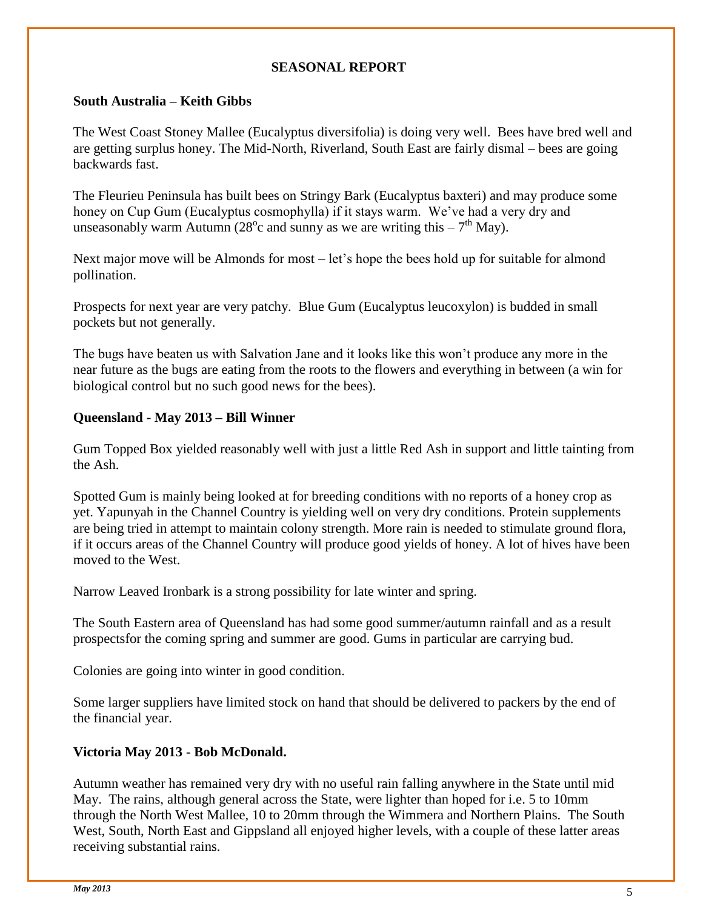# SEASONAL REPORT

## South Australia – Keith Gibbs

The West Coast Stoney Mallee (Eucalyptus diversifolia) is doing very well. Bees have bred well and are getting surplus honey. The Mid-North, Riverland, South East are fairly dismal – bees are going backwards fast.

The Fleurieu Peninsula has built bees on Stringy Bark (Eucalyptus baxteri) and may produce some honey on Cup Gum (Eucalyptus cosmophylla) if it stays warm. We've had a very dry and unseasonably warm Autumn (28°c and sunny as we are writing this – 7th May).

Next major move will be Almonds for most – let's hope the bees hold up for suitable for almond pollination.

Prospects for next year are very patchy. Blue Gum (Eucalyptus leucoxylon) is budded in small pockets but not generally.

The bugs have beaten us with Salvation Jane and it looks like this won't produce any more in the near future as the bugs are eating from the roots to the flowers and everything in between (a win for biological control but no such good news for the bees).

## Queensland - May 2013 – Bill Winner

Gum Topped Box yielded reasonably well with just a little Red Ash in support and little tainting from the Ash.

Spotted Gum is mainly being looked at for breeding conditions with no reports of a honey crop as yet. Yapunyah in the Channel Country is yielding well on very dry conditions. Protein supplements are being tried in attempt to maintain colony strength. More rain is needed to stimulate ground flora, if it occurs areas of the Channel Country will produce good yields of honey. A lot of hives have been moved to the West.

Narrow Leaved Ironbark is a strong possibility for late winter and spring.

The South Eastern area of Queensland has had some good summer/autumn rainfall and as a result prospectsfor the coming spring and summer are good. Gums in particular are carrying bud.

Colonies are going into winter in good condition.

Some larger suppliers have limited stock on hand that should be delivered to packers by the end of the financial year.

## Victoria May 2013 - Bob McDonald.

Autumn weather has remained very dry with no useful rain falling anywhere in the State until mid May. The rains, although general across the State, were lighter than hoped for i.e. 5 to 10mm through the North West Mallee, 10 to 20mm through the Wimmera and Northern Plains. The South West, South, North East and Gippsland all enjoyed higher levels, with a couple of these latter areas receiving substantial rains.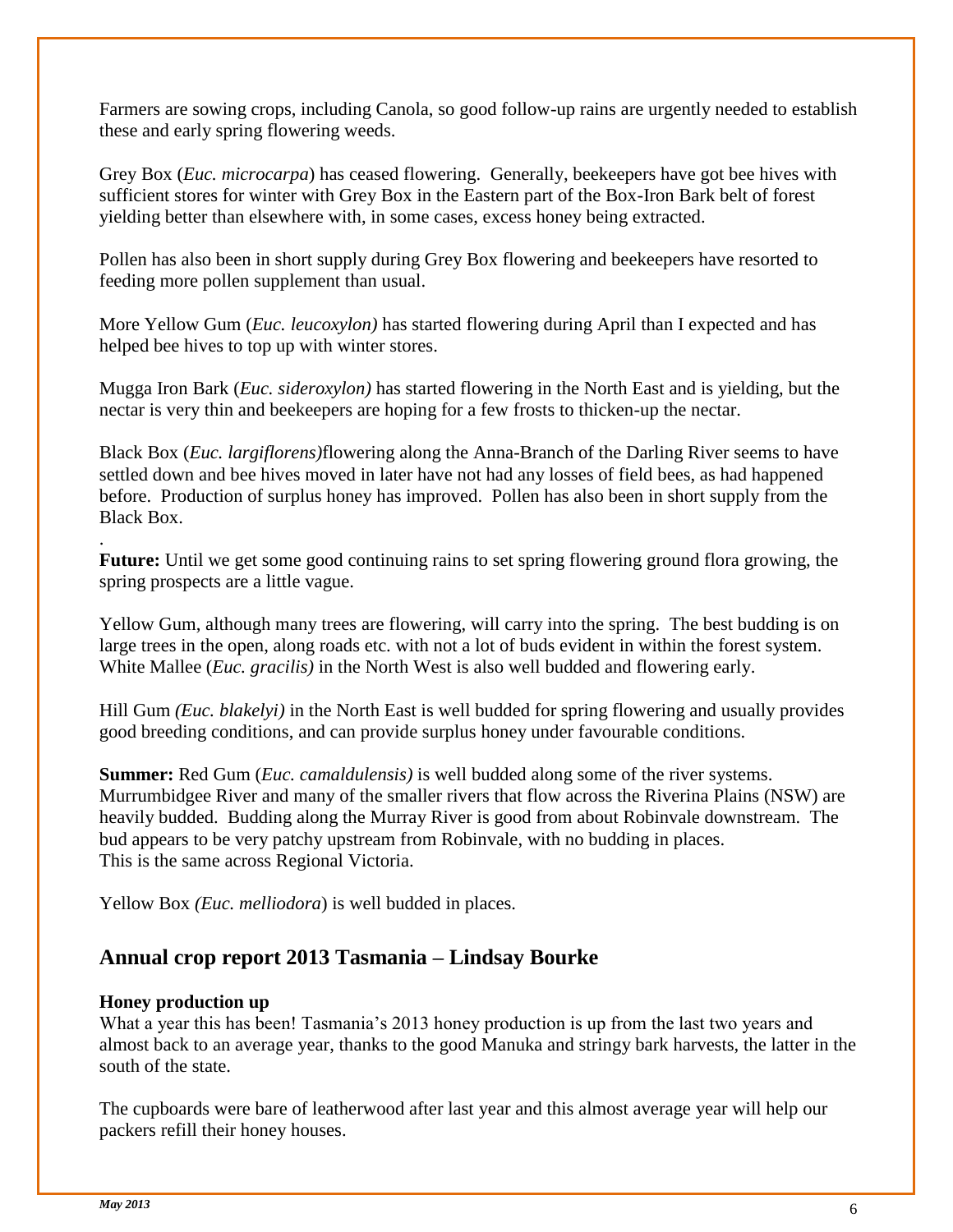Farmers are sowing crops, including Canola, so good follow-up rains are urgently needed to establish these and early spring flowering weeds.

Grey Box (*Euc. microcarpa*) has ceased flowering. Generally, beekeepers have got bee hives with sufficient stores for winter with Grey Box in the Eastern part of the Box-Iron Bark belt of forest yielding better than elsewhere with, in some cases, excess honey being extracted.

Pollen has also been in short supply during Grey Box flowering and beekeepers have resorted to feeding more pollen supplement than usual.

More Yellow Gum (*Euc. leucoxylon)* has started flowering during April than I expected and has helped bee hives to top up with winter stores.

Mugga Iron Bark (*Euc. sideroxylon)* has started flowering in the North East and is yielding, but the nectar is very thin and beekeepers are hoping for a few frosts to thicken-up the nectar.

Black Box (*Euc. largiflorens)*flowering along the Anna-Branch of the Darling River seems to have settled down and bee hives moved in later have not had any losses of field bees, as had happened before. Production of surplus honey has improved. Pollen has also been in short supply from the Black Box.

.

**Future:** Until we get some good continuing rains to set spring flowering ground flora growing, the spring prospects are a little vague.

Yellow Gum, although many trees are flowering, will carry into the spring. The best budding is on large trees in the open, along roads etc. with not a lot of buds evident in within the forest system. White Mallee (*Euc. gracilis)* in the North West is also well budded and flowering early.

Hill Gum *(Euc. blakelyi)* in the North East is well budded for spring flowering and usually provides good breeding conditions, and can provide surplus honey under favourable conditions.

**Summer:** Red Gum (*Euc. camaldulensis)* is well budded along some of the river systems. Murrumbidgee River and many of the smaller rivers that flow across the Riverina Plains (NSW) are heavily budded. Budding along the Murray River is good from about Robinvale downstream. The bud appears to be very patchy upstream from Robinvale, with no budding in places.
This is the same across Regional Victoria.

Yellow Box *(Euc. melliodora*) is well budded in places.

## Annual crop report 2013 Tasmania – Lindsay Bourke

### Honey production up

What a year this has been! Tasmania's 2013 honey production is up from the last two years and almost back to an average year, thanks to the good Manuka and stringy bark harvests, the latter in the south of the state.

The cupboards were bare of leatherwood after last year and this almost average year will help our packers refill their honey houses.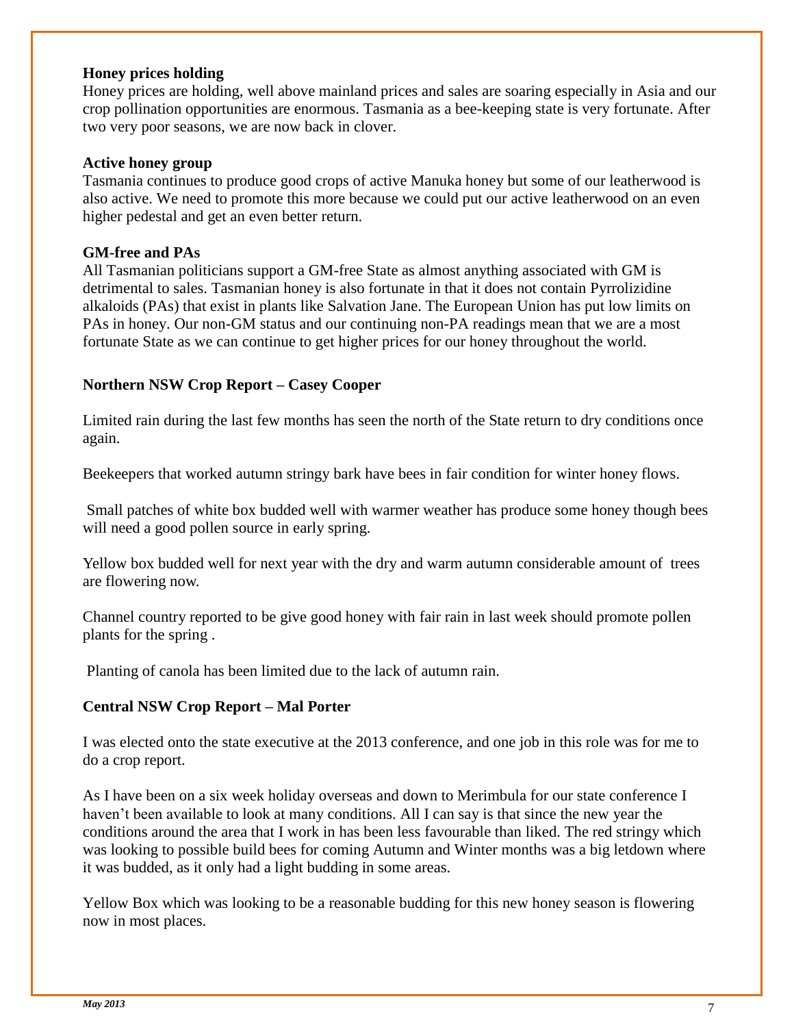### Honey prices holding

Honey prices are holding, well above mainland prices and sales are soaring especially in Asia and our crop pollination opportunities are enormous. Tasmania as a bee-keeping state is very fortunate. After two very poor seasons, we are now back in clover.

### Active honey group

Tasmania continues to produce good crops of active Manuka honey but some of our leatherwood is also active. We need to promote this more because we could put our active leatherwood on an even higher pedestal and get an even better return.

### GM-free and PAs

All Tasmanian politicians support a GM-free State as almost anything associated with GM is detrimental to sales. Tasmanian honey is also fortunate in that it does not contain Pyrrolizidine alkaloids (PAs) that exist in plants like Salvation Jane. The European Union has put low limits on PAs in honey. Our non-GM status and our continuing non-PA readings mean that we are a most fortunate State as we can continue to get higher prices for our honey throughout the world.

## Northern NSW Crop Report – Casey Cooper

Limited rain during the last few months has seen the north of the State return to dry conditions once again.

Beekeepers that worked autumn stringy bark have bees in fair condition for winter honey flows.

Small patches of white box budded well with warmer weather has produce some honey though bees will need a good pollen source in early spring.

Yellow box budded well for next year with the dry and warm autumn considerable amount of trees are flowering now.

Channel country reported to be give good honey with fair rain in last week should promote pollen plants for the spring .

Planting of canola has been limited due to the lack of autumn rain.

## Central NSW Crop Report – Mal Porter

I was elected onto the state executive at the 2013 conference, and one job in this role was for me to do a crop report.

As I have been on a six week holiday overseas and down to Merimbula for our state conference I haven't been available to look at many conditions. All I can say is that since the new year the conditions around the area that I work in has been less favourable than liked. The red stringy which was looking to possible build bees for coming Autumn and Winter months was a big letdown where it was budded, as it only had a light budding in some areas.

Yellow Box which was looking to be a reasonable budding for this new honey season is flowering now in most places.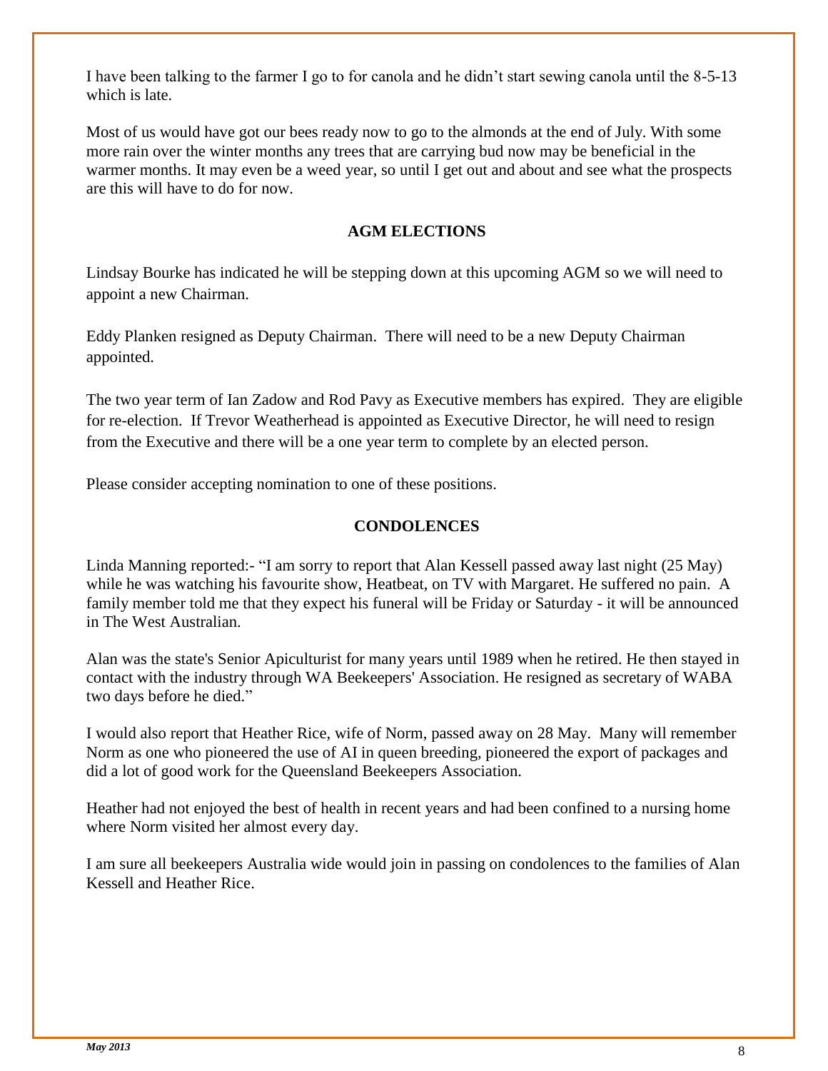I have been talking to the farmer I go to for canola and he didn't start sewing canola until the 8-5-13 which is late.

Most of us would have got our bees ready now to go to the almonds at the end of July. With some more rain over the winter months any trees that are carrying bud now may be beneficial in the warmer months. It may even be a weed year, so until I get out and about and see what the prospects are this will have to do for now.

## AGM ELECTIONS

Lindsay Bourke has indicated he will be stepping down at this upcoming AGM so we will need to appoint a new Chairman.

Eddy Planken resigned as Deputy Chairman. There will need to be a new Deputy Chairman appointed.

The two year term of Ian Zadow and Rod Pavy as Executive members has expired. They are eligible for re-election. If Trevor Weatherhead is appointed as Executive Director, he will need to resign from the Executive and there will be a one year term to complete by an elected person.

Please consider accepting nomination to one of these positions.

## CONDOLENCES

Linda Manning reported:- "I am sorry to report that Alan Kessell passed away last night (25 May) while he was watching his favourite show, Heatbeat, on TV with Margaret. He suffered no pain. A family member told me that they expect his funeral will be Friday or Saturday - it will be announced in The West Australian.

Alan was the state's Senior Apiculturist for many years until 1989 when he retired. He then stayed in contact with the industry through WA Beekeepers' Association. He resigned as secretary of WABA two days before he died."

I would also report that Heather Rice, wife of Norm, passed away on 28 May. Many will remember Norm as one who pioneered the use of AI in queen breeding, pioneered the export of packages and did a lot of good work for the Queensland Beekeepers Association.

Heather had not enjoyed the best of health in recent years and had been confined to a nursing home where Norm visited her almost every day.

I am sure all beekeepers Australia wide would join in passing on condolences to the families of Alan Kessell and Heather Rice.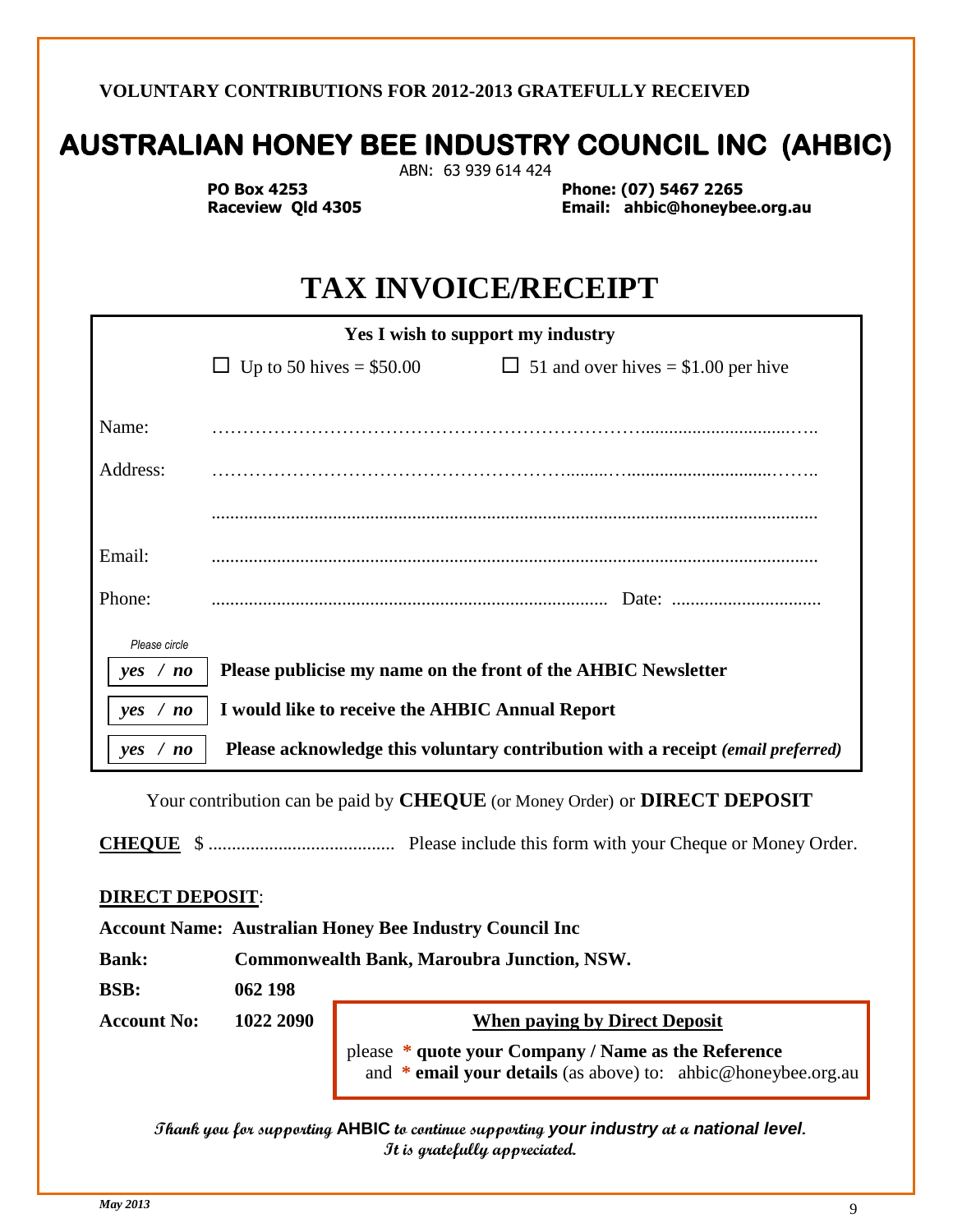**VOLUNTARY CONTRIBUTIONS FOR 2012-2013 GRATEFULLY RECEIVED**

# AUSTRALIAN HONEY BEE INDUSTRY COUNCIL INC (AHBIC)

ABN: 63 939 614 424

**PO Box 4253**
**Raceview Qld 4305**

**Phone: (07) 5467 2265**
**Email: ahbic@honeybee.org.au**

# TAX INVOICE/RECEIPT

**Yes I wish to support my industry**

☐ Up to 50 hives = $50.00 ☐ 51 and over hives = $1.00 per hive

Name: ……………………………………………………………………………………

Address: ……………………………………………………………………………………

……………………………………………………………………………………

Email: ……………………………………………………………………………………

Phone: …………………………………………………………… Date: ……………………

*Please circle*

| | |
|---|---|
| *yes / no* | **Please publicise my name on the front of the AHBIC Newsletter** |
| *yes / no* | **I would like to receive the AHBIC Annual Report** |
| *yes / no* | **Please acknowledge this voluntary contribution with a receipt *(email preferred)*** |

Your contribution can be paid by **CHEQUE** (or Money Order) or **DIRECT DEPOSIT**

**CHEQUE** $ …………………………… Please include this form with your Cheque or Money Order.

**DIRECT DEPOSIT**:

**Account Name: Australian Honey Bee Industry Council Inc**

**Bank:** **Commonwealth Bank, Maroubra Junction, NSW.**

**BSB:** **062 198**

**Account No:** **1022 2090**

**When paying by Direct Deposit**

please * **quote your Company / Name as the Reference**
and * **email your details** (as above) to: ahbic@honeybee.org.au

***Thank you for supporting AHBIC to continue supporting your industry at a national level.***
***It is gratefully appreciated.***

*May 2013*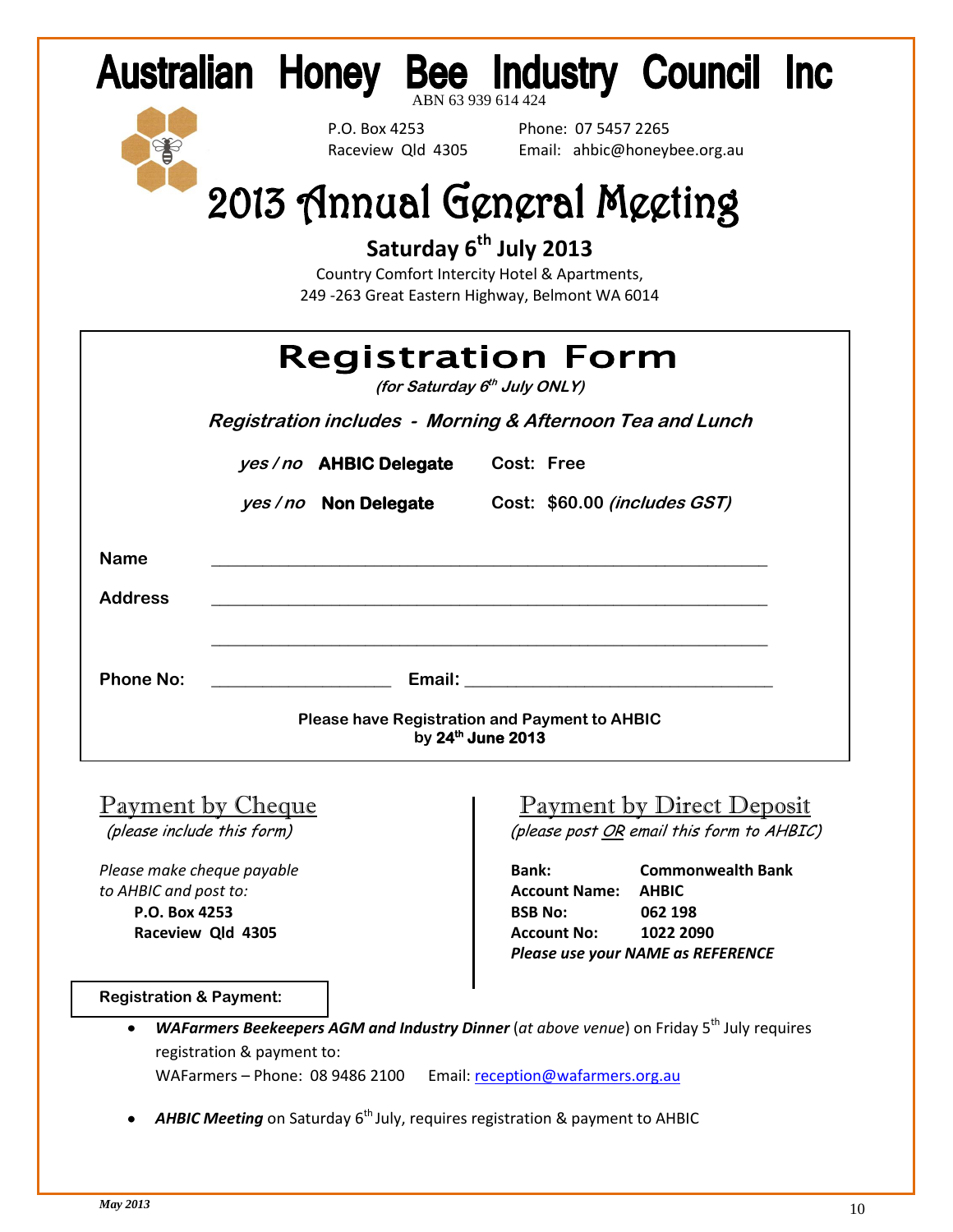# Australian Honey Bee Industry Council Inc

ABN 63 939 614 424

P.O. Box 4253
Raceview Qld 4305

Phone: 07 5457 2265
Email: ahbic@honeybee.org.au

# 2013 Annual General Meeting

## Saturday 6th July 2013

Country Comfort Intercity Hotel & Apartments,
249 -263 Great Eastern Highway, Belmont WA 6014

## Registration Form

*(for Saturday 6th July ONLY)*

***Registration includes - Morning & Afternoon Tea and Lunch***

*yes / no* **AHBIC Delegate** **Cost: Free**

*yes / no* **Non Delegate** **Cost: $60.00** ***(includes GST)***

**Name** ____________________________________________________________

**Address** ____________________________________________________________

____________________________________________________________

**Phone No:** ____________________ **Email:** ________________________________

**Please have Registration and Payment to AHBIC by 24th June 2013**

### Payment by Cheque

*(please include this form)*

*Please make cheque payable to AHBIC and post to:*

**P.O. Box 4253**
**Raceview Qld 4305**

### Payment by Direct Deposit

*(please post OR email this form to AHBIC)*

**Bank:** **Commonwealth Bank**
**Account Name:** **AHBIC**
**BSB No:** **062 198**
**Account No:** **1022 2090**
***Please use your NAME as REFERENCE***

**Registration & Payment:**

- ***WAFarmers Beekeepers AGM and Industry Dinner*** (*at above venue*) on Friday 5th July requires registration & payment to:
  WAFarmers – Phone: 08 9486 2100 Email: reception@wafarmers.org.au
- ***AHBIC Meeting*** on Saturday 6th July, requires registration & payment to AHBIC

*May 2013*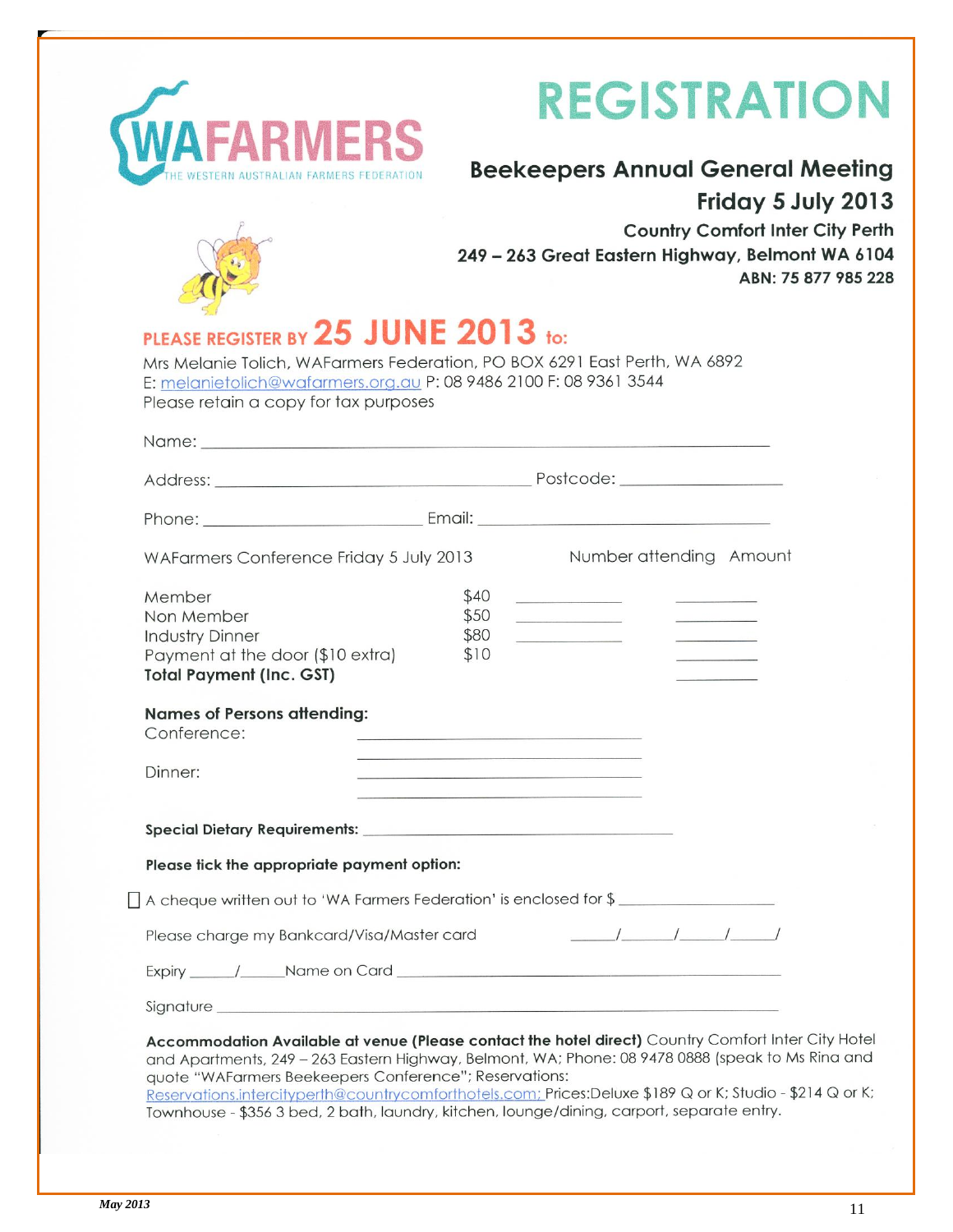WAFARMERS
THE WESTERN AUSTRALIAN FARMERS FEDERATION

# REGISTRATION

## Beekeepers Annual General Meeting

**Friday 5 July 2013**

**Country Comfort Inter City Perth**

**249 – 263 Great Eastern Highway, Belmont WA 6104**

**ABN: 75 877 985 228**

**PLEASE REGISTER BY 25 JUNE 2013 to:**

Mrs Melanie Tolich, WAFarmers Federation, PO BOX 6291 East Perth, WA 6892
E: melanietolich@wafarmers.org.au P: 08 9486 2100 F: 08 9361 3544
Please retain a copy for tax purposes

Name: ______________________________________________

Address: ______________________________ Postcode: ______________

Phone: ____________________ Email: ______________________________

| WAFarmers Conference Friday 5 July 2013 | | Number attending | Amount |
|---|---|---|---|
| Member | $40 | ________ | ________ |
| Non Member | $50 | ________ | ________ |
| Industry Dinner | $80 | ________ | ________ |
| Payment at the door ($10 extra) | $10 | | ________ |
| **Total Payment (Inc. GST)** | | | ________ |

**Names of Persons attending:**

Conference: ______________________________
______________________________

Dinner: ______________________________
______________________________

**Special Dietary Requirements:** ______________________________

**Please tick the appropriate payment option:**

☐ A cheque written out to 'WA Farmers Federation' is enclosed for $ ______________

Please charge my Bankcard/Visa/Master card ______/______/______/______/

Expiry ______/______ Name on Card ______________________________

Signature ______________________________________________

**Accommodation Available at venue (Please contact the hotel direct)** Country Comfort Inter City Hotel and Apartments, 249 – 263 Eastern Highway, Belmont, WA; Phone: 08 9478 0888 (speak to Ms Rina and quote "WAFarmers Beekeepers Conference"; Reservations: Reservations.intercityperth@countrycomforthotels.com; Prices:Deluxe $189 Q or K; Studio - $214 Q or K; Townhouse - $356 3 bed, 2 bath, laundry, kitchen, lounge/dining, carport, separate entry.